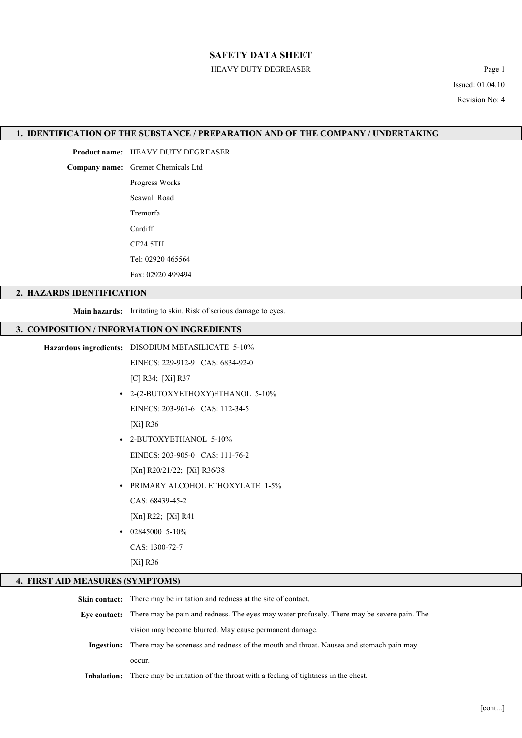# SAFETY DATA SHEET

HEAVY DUTY DEGREASER

Issued: 01.04.10

Revision No: 4

## 1. IDENTIFICATION OF THE SUBSTANCE / PREPARATION AND OF THE COMPANY / UNDERTAKING

**Product name:** HEAVY DUTY DEGREASER

**Company name:** Gremer Chemicals Ltd

Progress Works

Seawall Road

Tremorfa

Cardiff

CF24 5TH

Tel: 02920 465564

Fax: 02920 499494

## 2. HAZARDS IDENTIFICATION

**Main hazards:** Irritating to skin. Risk of serious damage to eyes.

## 3. COMPOSITION / INFORMATION ON INGREDIENTS

**Hazardous ingredients:** DISODIUM METASILICATE 5-10%

EINECS: 229-912-9 CAS: 6834-92-0

[C] R34; [Xi] R37

- 2-(2-BUTOXYETHOXY)ETHANOL 5-10%

  EINECS: 203-961-6 CAS: 112-34-5

  [Xi] R36

- 2-BUTOXYETHANOL 5-10%

  EINECS: 203-905-0 CAS: 111-76-2

  [Xn] R20/21/22; [Xi] R36/38

- PRIMARY ALCOHOL ETHOXYLATE 1-5%

  CAS: 68439-45-2

  [Xn] R22; [Xi] R41

- 02845000 5-10%

  CAS: 1300-72-7

  [Xi] R36

## 4. FIRST AID MEASURES (SYMPTOMS)

**Skin contact:** There may be irritation and redness at the site of contact.

**Eye contact:** There may be pain and redness. The eyes may water profusely. There may be severe pain. The vision may become blurred. May cause permanent damage.

**Ingestion:** There may be soreness and redness of the mouth and throat. Nausea and stomach pain may occur.

**Inhalation:** There may be irritation of the throat with a feeling of tightness in the chest.

[cont...]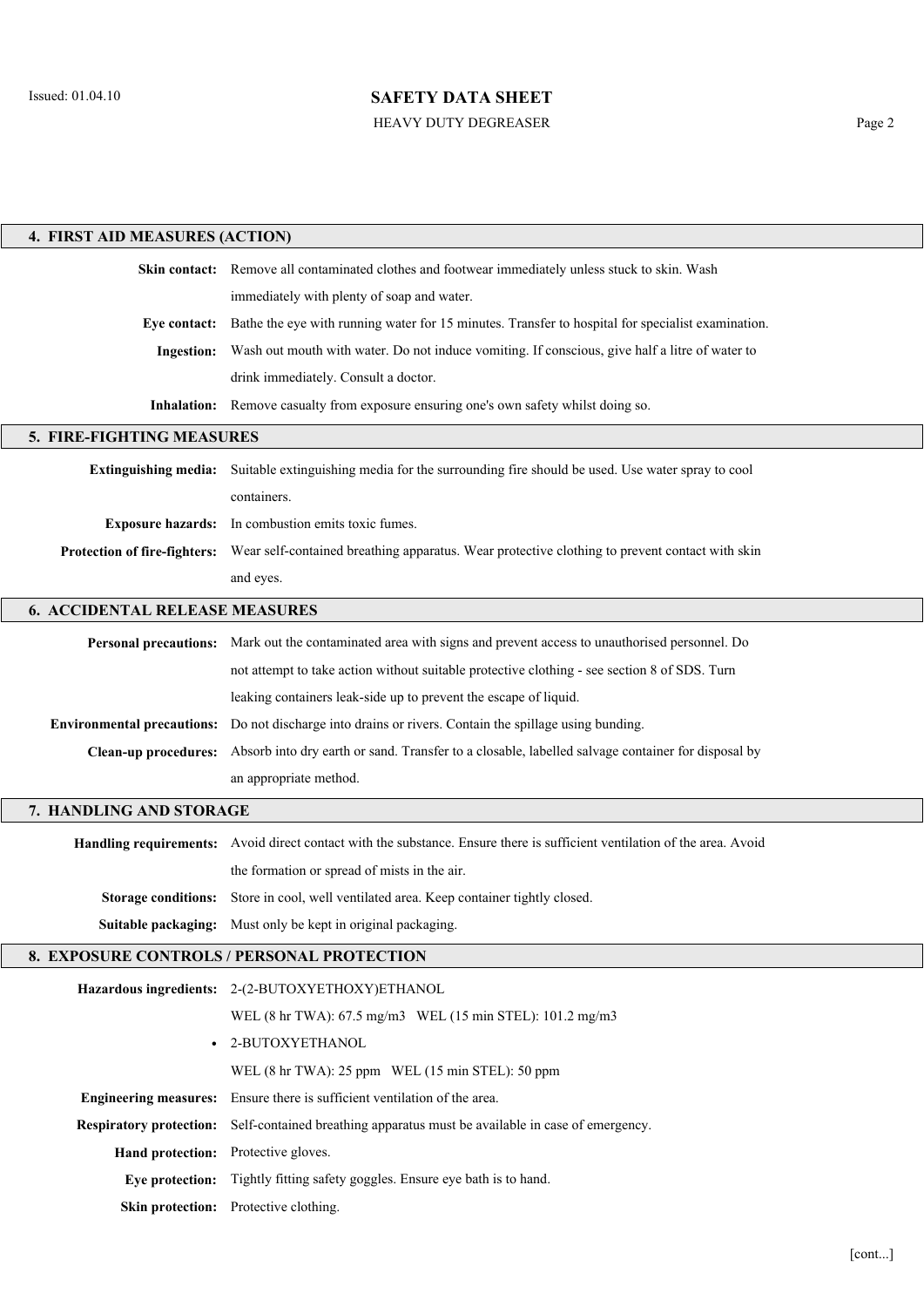## 4. FIRST AID MEASURES (ACTION)

**Skin contact:** Remove all contaminated clothes and footwear immediately unless stuck to skin. Wash immediately with plenty of soap and water.

**Eye contact:** Bathe the eye with running water for 15 minutes. Transfer to hospital for specialist examination.

**Ingestion:** Wash out mouth with water. Do not induce vomiting. If conscious, give half a litre of water to drink immediately. Consult a doctor.

**Inhalation:** Remove casualty from exposure ensuring one's own safety whilst doing so.

## 5. FIRE-FIGHTING MEASURES

**Extinguishing media:** Suitable extinguishing media for the surrounding fire should be used. Use water spray to cool containers.

**Exposure hazards:** In combustion emits toxic fumes.

**Protection of fire-fighters:** Wear self-contained breathing apparatus. Wear protective clothing to prevent contact with skin and eyes.

## 6. ACCIDENTAL RELEASE MEASURES

**Personal precautions:** Mark out the contaminated area with signs and prevent access to unauthorised personnel. Do not attempt to take action without suitable protective clothing - see section 8 of SDS. Turn leaking containers leak-side up to prevent the escape of liquid.

**Environmental precautions:** Do not discharge into drains or rivers. Contain the spillage using bunding.

**Clean-up procedures:** Absorb into dry earth or sand. Transfer to a closable, labelled salvage container for disposal by an appropriate method.

## 7. HANDLING AND STORAGE

**Handling requirements:** Avoid direct contact with the substance. Ensure there is sufficient ventilation of the area. Avoid the formation or spread of mists in the air.

**Storage conditions:** Store in cool, well ventilated area. Keep container tightly closed.

**Suitable packaging:** Must only be kept in original packaging.

## 8. EXPOSURE CONTROLS / PERSONAL PROTECTION

**Hazardous ingredients:** 2-(2-BUTOXYETHOXY)ETHANOL

WEL (8 hr TWA): 67.5 mg/m3 WEL (15 min STEL): 101.2 mg/m3

- 2-BUTOXYETHANOL

WEL (8 hr TWA): 25 ppm WEL (15 min STEL): 50 ppm

**Engineering measures:** Ensure there is sufficient ventilation of the area.

**Respiratory protection:** Self-contained breathing apparatus must be available in case of emergency.

**Hand protection:** Protective gloves.

**Eye protection:** Tightly fitting safety goggles. Ensure eye bath is to hand.

**Skin protection:** Protective clothing.

[cont...]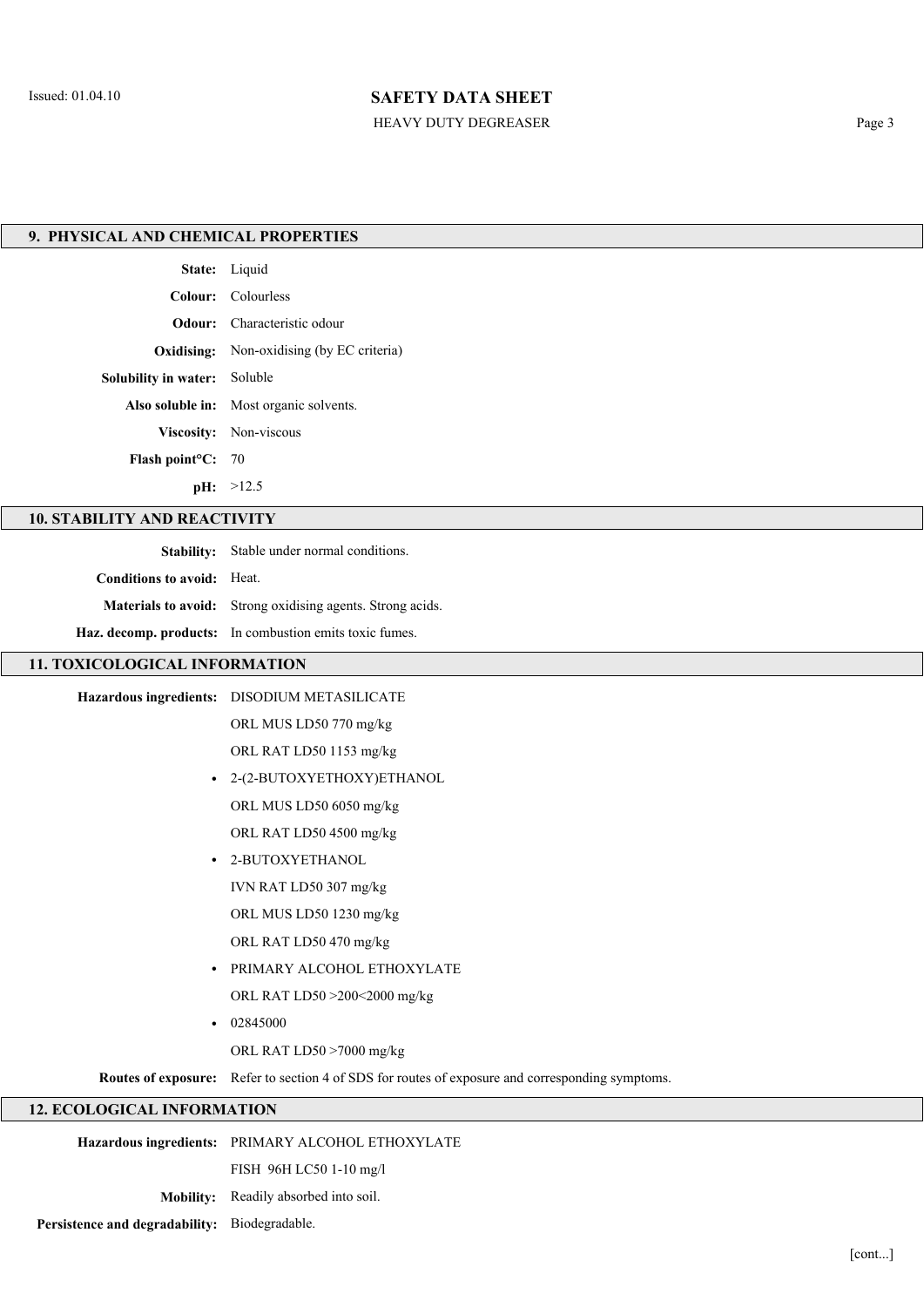## 9. PHYSICAL AND CHEMICAL PROPERTIES

**State:** Liquid

**Colour:** Colourless

**Odour:** Characteristic odour

**Oxidising:** Non-oxidising (by EC criteria)

**Solubility in water:** Soluble

**Also soluble in:** Most organic solvents.

**Viscosity:** Non-viscous

**Flash point°C:** 70

**pH:** >12.5

## 10. STABILITY AND REACTIVITY

**Stability:** Stable under normal conditions.

**Conditions to avoid:** Heat.

**Materials to avoid:** Strong oxidising agents. Strong acids.

**Haz. decomp. products:** In combustion emits toxic fumes.

## 11. TOXICOLOGICAL INFORMATION

**Hazardous ingredients:** DISODIUM METASILICATE

ORL MUS LD50 770 mg/kg

ORL RAT LD50 1153 mg/kg

- 2-(2-BUTOXYETHOXY)ETHANOL

  ORL MUS LD50 6050 mg/kg

  ORL RAT LD50 4500 mg/kg

- 2-BUTOXYETHANOL

  IVN RAT LD50 307 mg/kg

  ORL MUS LD50 1230 mg/kg

  ORL RAT LD50 470 mg/kg

- PRIMARY ALCOHOL ETHOXYLATE

  ORL RAT LD50 >200<2000 mg/kg

- 02845000

  ORL RAT LD50 >7000 mg/kg

**Routes of exposure:** Refer to section 4 of SDS for routes of exposure and corresponding symptoms.

## 12. ECOLOGICAL INFORMATION

**Hazardous ingredients:** PRIMARY ALCOHOL ETHOXYLATE

FISH 96H LC50 1-10 mg/l

**Mobility:** Readily absorbed into soil.

**Persistence and degradability:** Biodegradable.

[cont...]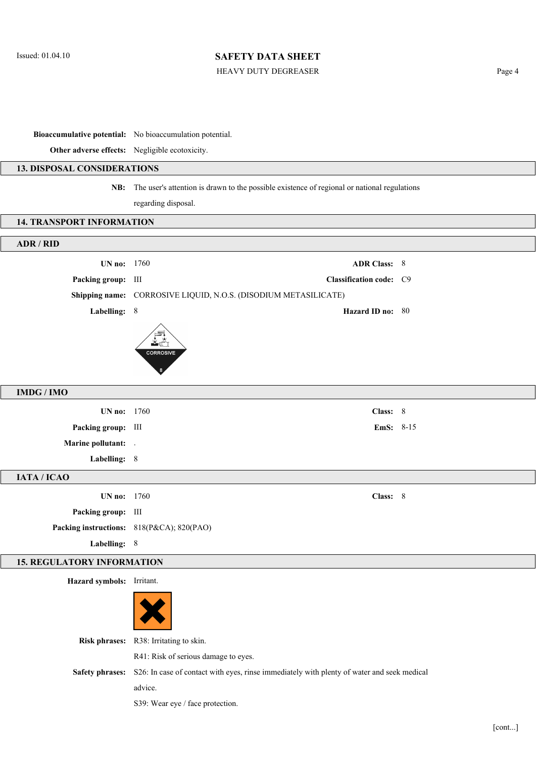**Bioaccumulative potential:** No bioaccumulation potential.

**Other adverse effects:** Negligible ecotoxicity.

## 13. DISPOSAL CONSIDERATIONS

**NB:** The user's attention is drawn to the possible existence of regional or national regulations regarding disposal.

## 14. TRANSPORT INFORMATION

### ADR / RID

**UN no:** 1760

**ADR Class:** 8

**Packing group:** III

**Classification code:** C9

**Shipping name:** CORROSIVE LIQUID, N.O.S. (DISODIUM METASILICATE)

**Labelling:** 8

**Hazard ID no:** 80

### IMDG / IMO

**UN no:** 1760

**Class:** 8

**Packing group:** III

**EmS:** 8-15

**Marine pollutant:** .

**Labelling:** 8

### IATA / ICAO

**UN no:** 1760

**Class:** 8

**Packing group:** III

**Packing instructions:** 818(P&CA); 820(PAO)

**Labelling:** 8

## 15. REGULATORY INFORMATION

**Hazard symbols:** Irritant.

**Risk phrases:** R38: Irritating to skin.

R41: Risk of serious damage to eyes.

**Safety phrases:** S26: In case of contact with eyes, rinse immediately with plenty of water and seek medical advice.

S39: Wear eye / face protection.

[cont...]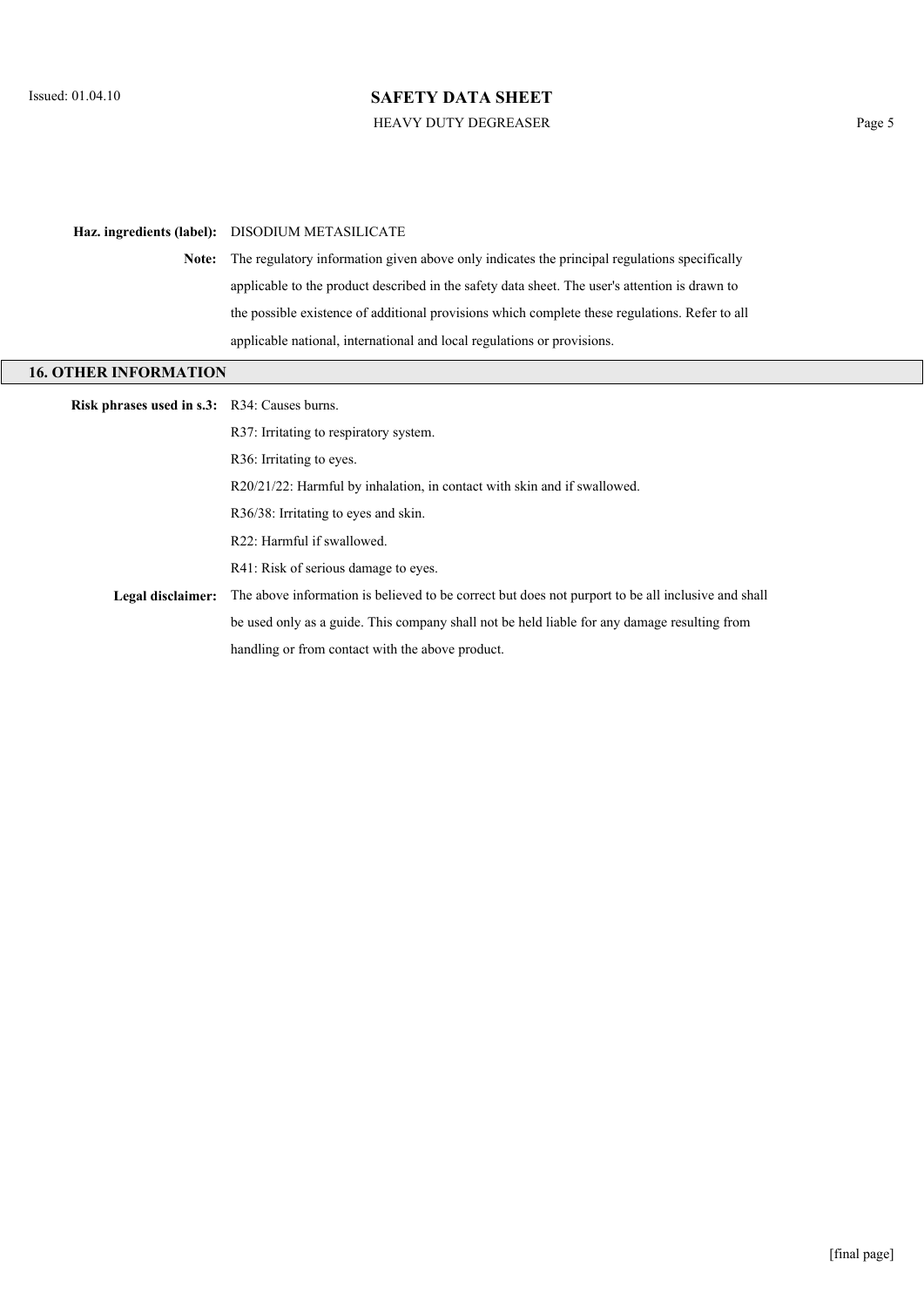**Haz. ingredients (label):** DISODIUM METASILICATE

**Note:** The regulatory information given above only indicates the principal regulations specifically applicable to the product described in the safety data sheet. The user's attention is drawn to the possible existence of additional provisions which complete these regulations. Refer to all applicable national, international and local regulations or provisions.

## 16. OTHER INFORMATION

**Risk phrases used in s.3:**

R34: Causes burns.

R37: Irritating to respiratory system.

R36: Irritating to eyes.

R20/21/22: Harmful by inhalation, in contact with skin and if swallowed.

R36/38: Irritating to eyes and skin.

R22: Harmful if swallowed.

R41: Risk of serious damage to eyes.

**Legal disclaimer:** The above information is believed to be correct but does not purport to be all inclusive and shall be used only as a guide. This company shall not be held liable for any damage resulting from handling or from contact with the above product.

[final page]